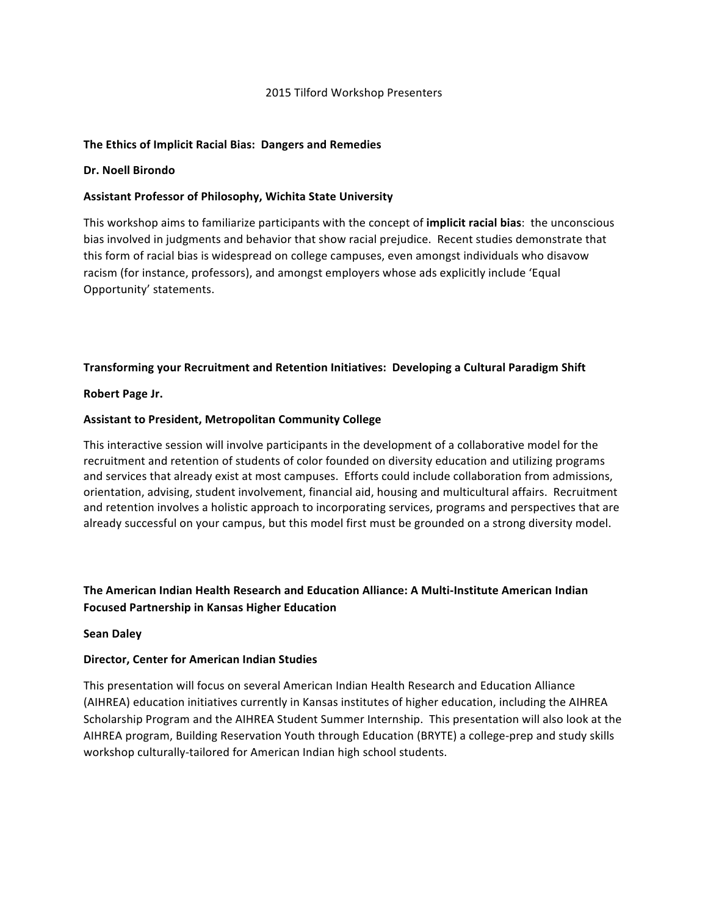# 2015 Tilford Workshop Presenters

## The Ethics of Implicit Racial Bias: Dangers and Remedies

**Dr. Noell Birondo**

**Assistant Professor of Philosophy, Wichita State University**

This workshop aims to familiarize participants with the concept of **implicit racial bias**: the unconscious bias involved in judgments and behavior that show racial prejudice. Recent studies demonstrate that this form of racial bias is widespread on college campuses, even amongst individuals who disavow racism (for instance, professors), and amongst employers whose ads explicitly include 'Equal Opportunity' statements.

## Transforming your Recruitment and Retention Initiatives: Developing a Cultural Paradigm Shift

**Robert Page Jr.**

**Assistant to President, Metropolitan Community College**

This interactive session will involve participants in the development of a collaborative model for the recruitment and retention of students of color founded on diversity education and utilizing programs and services that already exist at most campuses. Efforts could include collaboration from admissions, orientation, advising, student involvement, financial aid, housing and multicultural affairs. Recruitment and retention involves a holistic approach to incorporating services, programs and perspectives that are already successful on your campus, but this model first must be grounded on a strong diversity model.

## The American Indian Health Research and Education Alliance: A Multi-Institute American Indian Focused Partnership in Kansas Higher Education

**Sean Daley**

**Director, Center for American Indian Studies**

This presentation will focus on several American Indian Health Research and Education Alliance (AIHREA) education initiatives currently in Kansas institutes of higher education, including the AIHREA Scholarship Program and the AIHREA Student Summer Internship. This presentation will also look at the AIHREA program, Building Reservation Youth through Education (BRYTE) a college-prep and study skills workshop culturally-tailored for American Indian high school students.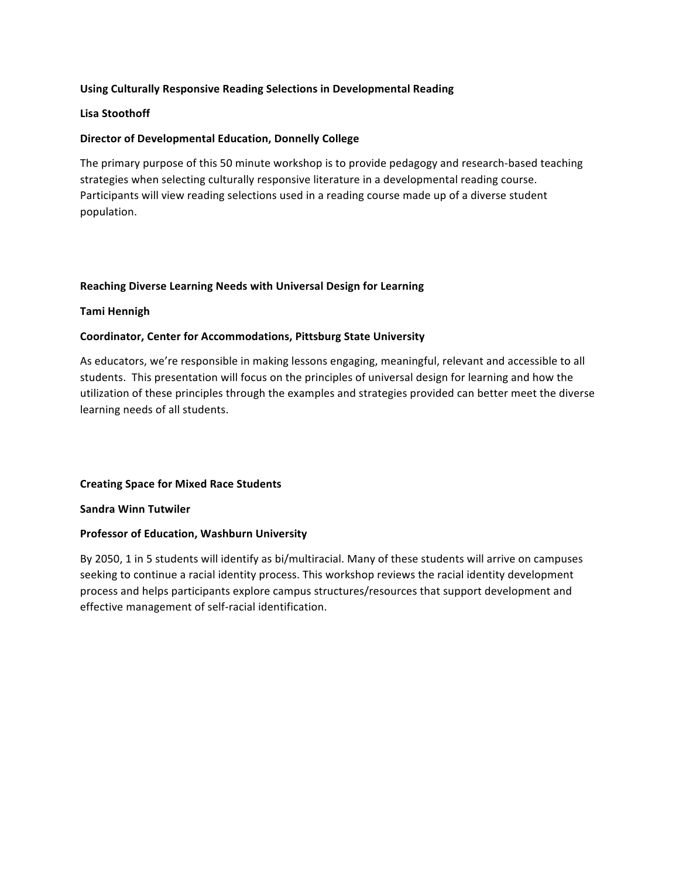**Using Culturally Responsive Reading Selections in Developmental Reading**

**Lisa Stoothoff**

**Director of Developmental Education, Donnelly College**

The primary purpose of this 50 minute workshop is to provide pedagogy and research-based teaching strategies when selecting culturally responsive literature in a developmental reading course. Participants will view reading selections used in a reading course made up of a diverse student population.

**Reaching Diverse Learning Needs with Universal Design for Learning**

**Tami Hennigh**

**Coordinator, Center for Accommodations, Pittsburg State University**

As educators, we're responsible in making lessons engaging, meaningful, relevant and accessible to all students. This presentation will focus on the principles of universal design for learning and how the utilization of these principles through the examples and strategies provided can better meet the diverse learning needs of all students.

**Creating Space for Mixed Race Students**

**Sandra Winn Tutwiler**

**Professor of Education, Washburn University**

By 2050, 1 in 5 students will identify as bi/multiracial. Many of these students will arrive on campuses seeking to continue a racial identity process. This workshop reviews the racial identity development process and helps participants explore campus structures/resources that support development and effective management of self-racial identification.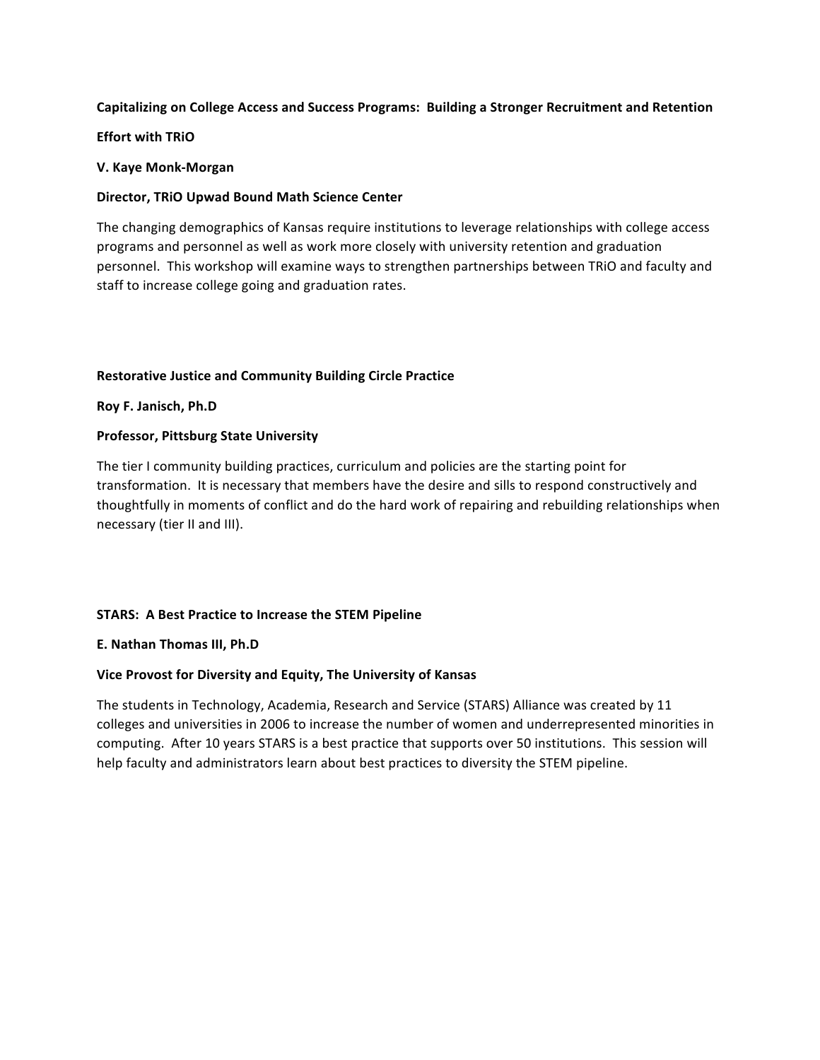**Capitalizing on College Access and Success Programs: Building a Stronger Recruitment and Retention Effort with TRiO**

**V. Kaye Monk-Morgan**

**Director, TRiO Upwad Bound Math Science Center**

The changing demographics of Kansas require institutions to leverage relationships with college access programs and personnel as well as work more closely with university retention and graduation personnel. This workshop will examine ways to strengthen partnerships between TRiO and faculty and staff to increase college going and graduation rates.

**Restorative Justice and Community Building Circle Practice**

**Roy F. Janisch, Ph.D**

**Professor, Pittsburg State University**

The tier I community building practices, curriculum and policies are the starting point for transformation. It is necessary that members have the desire and sills to respond constructively and thoughtfully in moments of conflict and do the hard work of repairing and rebuilding relationships when necessary (tier II and III).

**STARS: A Best Practice to Increase the STEM Pipeline**

**E. Nathan Thomas III, Ph.D**

**Vice Provost for Diversity and Equity, The University of Kansas**

The students in Technology, Academia, Research and Service (STARS) Alliance was created by 11 colleges and universities in 2006 to increase the number of women and underrepresented minorities in computing. After 10 years STARS is a best practice that supports over 50 institutions. This session will help faculty and administrators learn about best practices to diversity the STEM pipeline.